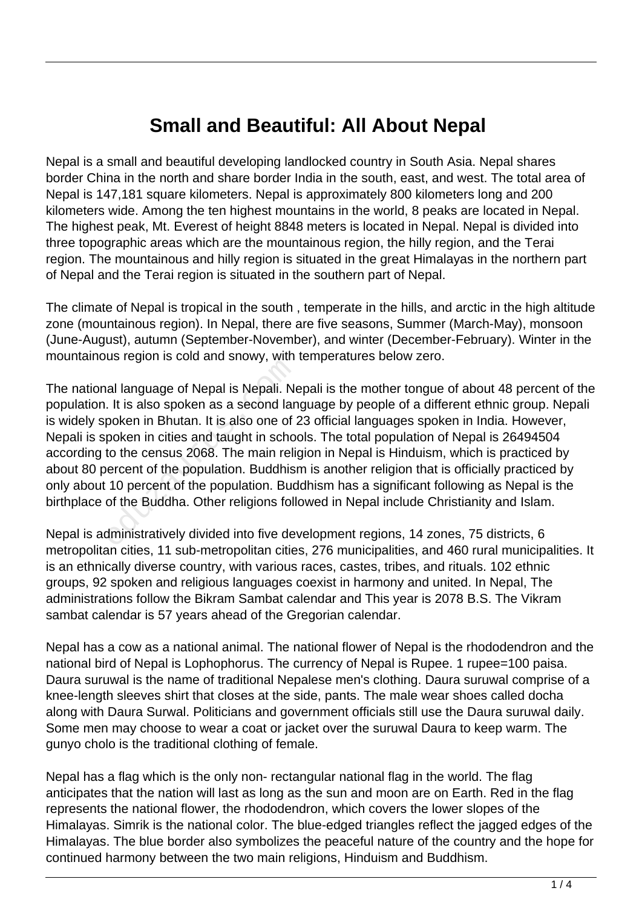# Small and Beautiful: All About Nepal

Nepal is a small and beautiful developing landlocked country in South Asia. Nepal shares border China in the north and share border India in the south, east, and west. The total area of Nepal is 147,181 square kilometers. Nepal is approximately 800 kilometers long and 200 kilometers wide. Among the ten highest mountains in the world, 8 peaks are located in Nepal. The highest peak, Mt. Everest of height 8848 meters is located in Nepal. Nepal is divided into three topographic areas which are the mountainous region, the hilly region, and the Terai region. The mountainous and hilly region is situated in the great Himalayas in the northern part of Nepal and the Terai region is situated in the southern part of Nepal.

The climate of Nepal is tropical in the south , temperate in the hills, and arctic in the high altitude zone (mountainous region). In Nepal, there are five seasons, Summer (March-May), monsoon (June-August), autumn (September-November), and winter (December-February). Winter in the mountainous region is cold and snowy, with temperatures below zero.

The national language of Nepal is Nepali. Nepali is the mother tongue of about 48 percent of the population. It is also spoken as a second language by people of a different ethnic group. Nepali is widely spoken in Bhutan. It is also one of 23 official languages spoken in India. However, Nepali is spoken in cities and taught in schools. The total population of Nepal is 26494504 according to the census 2068. The main religion in Nepal is Hinduism, which is practiced by about 80 percent of the population. Buddhism is another religion that is officially practiced by only about 10 percent of the population. Buddhism has a significant following as Nepal is the birthplace of the Buddha. Other religions followed in Nepal include Christianity and Islam.

Nepal is administratively divided into five development regions, 14 zones, 75 districts, 6 metropolitan cities, 11 sub-metropolitan cities, 276 municipalities, and 460 rural municipalities. It is an ethnically diverse country, with various races, castes, tribes, and rituals. 102 ethnic groups, 92 spoken and religious languages coexist in harmony and united. In Nepal, The administrations follow the Bikram Sambat calendar and This year is 2078 B.S. The Vikram sambat calendar is 57 years ahead of the Gregorian calendar.

Nepal has a cow as a national animal. The national flower of Nepal is the rhododendron and the national bird of Nepal is Lophophorus. The currency of Nepal is Rupee. 1 rupee=100 paisa. Daura suruwal is the name of traditional Nepalese men's clothing. Daura suruwal comprise of a knee-length sleeves shirt that closes at the side, pants. The male wear shoes called docha along with Daura Surwal. Politicians and government officials still use the Daura suruwal daily. Some men may choose to wear a coat or jacket over the suruwal Daura to keep warm. The gunyo cholo is the traditional clothing of female.

Nepal has a flag which is the only non- rectangular national flag in the world. The flag anticipates that the nation will last as long as the sun and moon are on Earth. Red in the flag represents the national flower, the rhododendron, which covers the lower slopes of the Himalayas. Simrik is the national color. The blue-edged triangles reflect the jagged edges of the Himalayas. The blue border also symbolizes the peaceful nature of the country and the hope for continued harmony between the two main religions, Hinduism and Buddhism.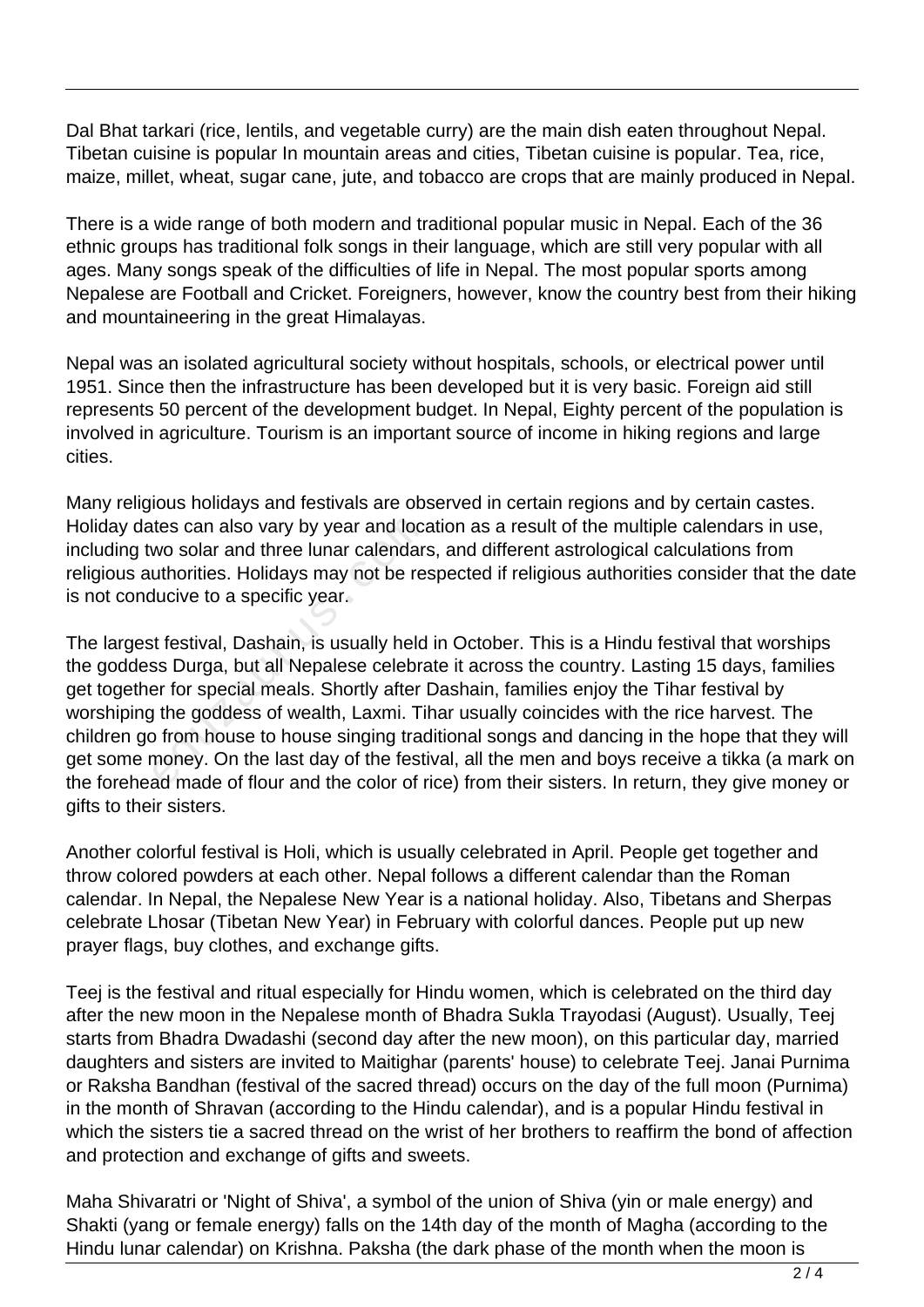Dal Bhat tarkari (rice, lentils, and vegetable curry) are the main dish eaten throughout Nepal. Tibetan cuisine is popular In mountain areas and cities, Tibetan cuisine is popular. Tea, rice, maize, millet, wheat, sugar cane, jute, and tobacco are crops that are mainly produced in Nepal.

There is a wide range of both modern and traditional popular music in Nepal. Each of the 36 ethnic groups has traditional folk songs in their language, which are still very popular with all ages. Many songs speak of the difficulties of life in Nepal. The most popular sports among Nepalese are Football and Cricket. Foreigners, however, know the country best from their hiking and mountaineering in the great Himalayas.

Nepal was an isolated agricultural society without hospitals, schools, or electrical power until 1951. Since then the infrastructure has been developed but it is very basic. Foreign aid still represents 50 percent of the development budget. In Nepal, Eighty percent of the population is involved in agriculture. Tourism is an important source of income in hiking regions and large cities.

Many religious holidays and festivals are observed in certain regions and by certain castes. Holiday dates can also vary by year and location as a result of the multiple calendars in use, including two solar and three lunar calendars, and different astrological calculations from religious authorities. Holidays may not be respected if religious authorities consider that the date is not conducive to a specific year.

The largest festival, Dashain, is usually held in October. This is a Hindu festival that worships the goddess Durga, but all Nepalese celebrate it across the country. Lasting 15 days, families get together for special meals. Shortly after Dashain, families enjoy the Tihar festival by worshiping the goddess of wealth, Laxmi. Tihar usually coincides with the rice harvest. The children go from house to house singing traditional songs and dancing in the hope that they will get some money. On the last day of the festival, all the men and boys receive a tikka (a mark on the forehead made of flour and the color of rice) from their sisters. In return, they give money or gifts to their sisters.

Another colorful festival is Holi, which is usually celebrated in April. People get together and throw colored powders at each other. Nepal follows a different calendar than the Roman calendar. In Nepal, the Nepalese New Year is a national holiday. Also, Tibetans and Sherpas celebrate Lhosar (Tibetan New Year) in February with colorful dances. People put up new prayer flags, buy clothes, and exchange gifts.

Teej is the festival and ritual especially for Hindu women, which is celebrated on the third day after the new moon in the Nepalese month of Bhadra Sukla Trayodasi (August). Usually, Teej starts from Bhadra Dwadashi (second day after the new moon), on this particular day, married daughters and sisters are invited to Maitighar (parents' house) to celebrate Teej. Janai Purnima or Raksha Bandhan (festival of the sacred thread) occurs on the day of the full moon (Purnima) in the month of Shravan (according to the Hindu calendar), and is a popular Hindu festival in which the sisters tie a sacred thread on the wrist of her brothers to reaffirm the bond of affection and protection and exchange of gifts and sweets.

Maha Shivaratri or 'Night of Shiva', a symbol of the union of Shiva (yin or male energy) and Shakti (yang or female energy) falls on the 14th day of the month of Magha (according to the Hindu lunar calendar) on Krishna. Paksha (the dark phase of the month when the moon is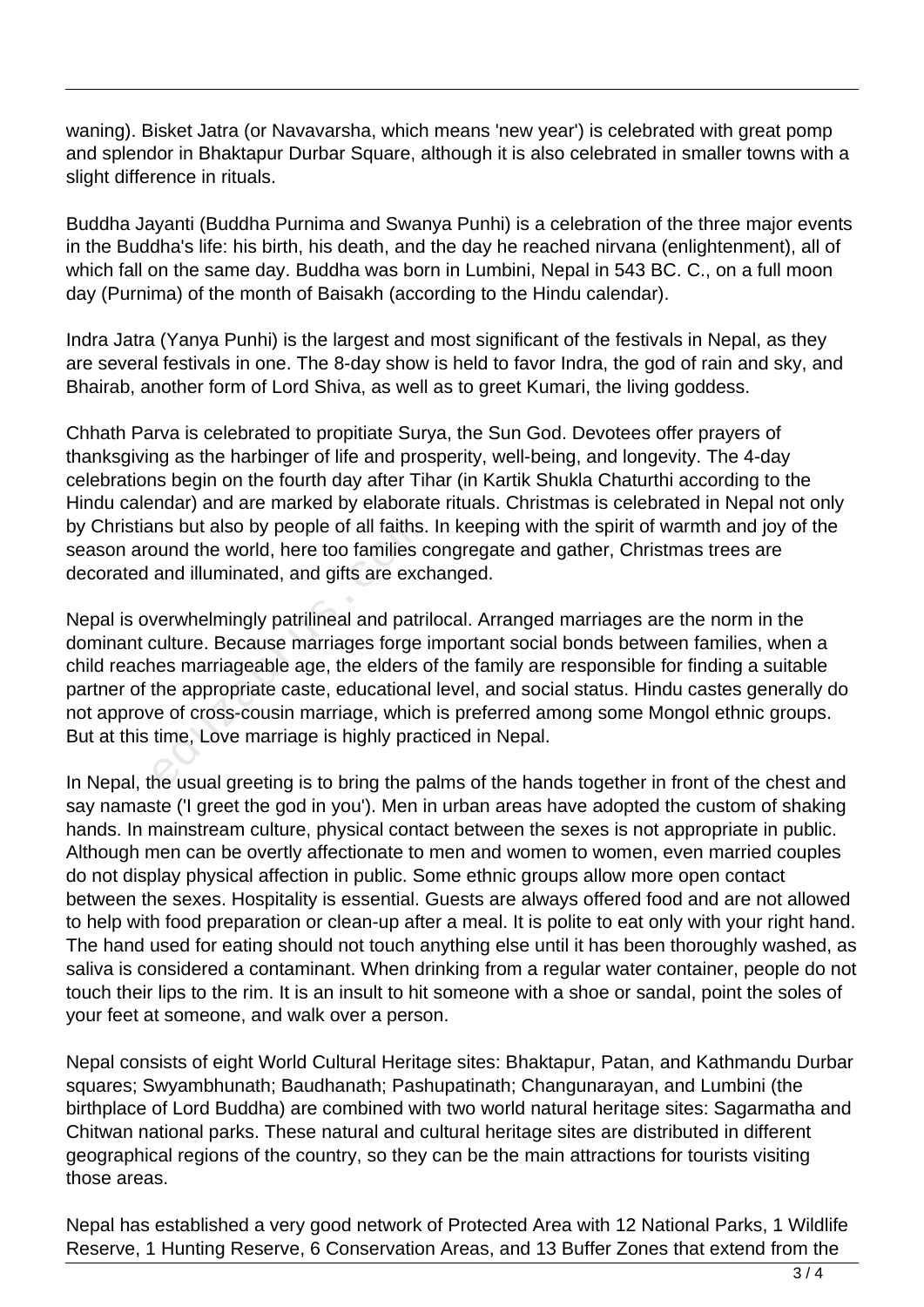waning). Bisket Jatra (or Navavarsha, which means 'new year') is celebrated with great pomp and splendor in Bhaktapur Durbar Square, although it is also celebrated in smaller towns with a slight difference in rituals.

Buddha Jayanti (Buddha Purnima and Swanya Punhi) is a celebration of the three major events in the Buddha's life: his birth, his death, and the day he reached nirvana (enlightenment), all of which fall on the same day. Buddha was born in Lumbini, Nepal in 543 BC. C., on a full moon day (Purnima) of the month of Baisakh (according to the Hindu calendar).

Indra Jatra (Yanya Punhi) is the largest and most significant of the festivals in Nepal, as they are several festivals in one. The 8-day show is held to favor Indra, the god of rain and sky, and Bhairab, another form of Lord Shiva, as well as to greet Kumari, the living goddess.

Chhath Parva is celebrated to propitiate Surya, the Sun God. Devotees offer prayers of thanksgiving as the harbinger of life and prosperity, well-being, and longevity. The 4-day celebrations begin on the fourth day after Tihar (in Kartik Shukla Chaturthi according to the Hindu calendar) and are marked by elaborate rituals. Christmas is celebrated in Nepal not only by Christians but also by people of all faiths. In keeping with the spirit of warmth and joy of the season around the world, here too families congregate and gather, Christmas trees are decorated and illuminated, and gifts are exchanged.

Nepal is overwhelmingly patrilineal and patrilocal. Arranged marriages are the norm in the dominant culture. Because marriages forge important social bonds between families, when a child reaches marriageable age, the elders of the family are responsible for finding a suitable partner of the appropriate caste, educational level, and social status. Hindu castes generally do not approve of cross-cousin marriage, which is preferred among some Mongol ethnic groups. But at this time, Love marriage is highly practiced in Nepal.

In Nepal, the usual greeting is to bring the palms of the hands together in front of the chest and say namaste ('I greet the god in you'). Men in urban areas have adopted the custom of shaking hands. In mainstream culture, physical contact between the sexes is not appropriate in public. Although men can be overtly affectionate to men and women to women, even married couples do not display physical affection in public. Some ethnic groups allow more open contact between the sexes. Hospitality is essential. Guests are always offered food and are not allowed to help with food preparation or clean-up after a meal. It is polite to eat only with your right hand. The hand used for eating should not touch anything else until it has been thoroughly washed, as saliva is considered a contaminant. When drinking from a regular water container, people do not touch their lips to the rim. It is an insult to hit someone with a shoe or sandal, point the soles of your feet at someone, and walk over a person.

Nepal consists of eight World Cultural Heritage sites: Bhaktapur, Patan, and Kathmandu Durbar squares; Swyambhunath; Baudhanath; Pashupatinath; Changunarayan, and Lumbini (the birthplace of Lord Buddha) are combined with two world natural heritage sites: Sagarmatha and Chitwan national parks. These natural and cultural heritage sites are distributed in different geographical regions of the country, so they can be the main attractions for tourists visiting those areas.

Nepal has established a very good network of Protected Area with 12 National Parks, 1 Wildlife Reserve, 1 Hunting Reserve, 6 Conservation Areas, and 13 Buffer Zones that extend from the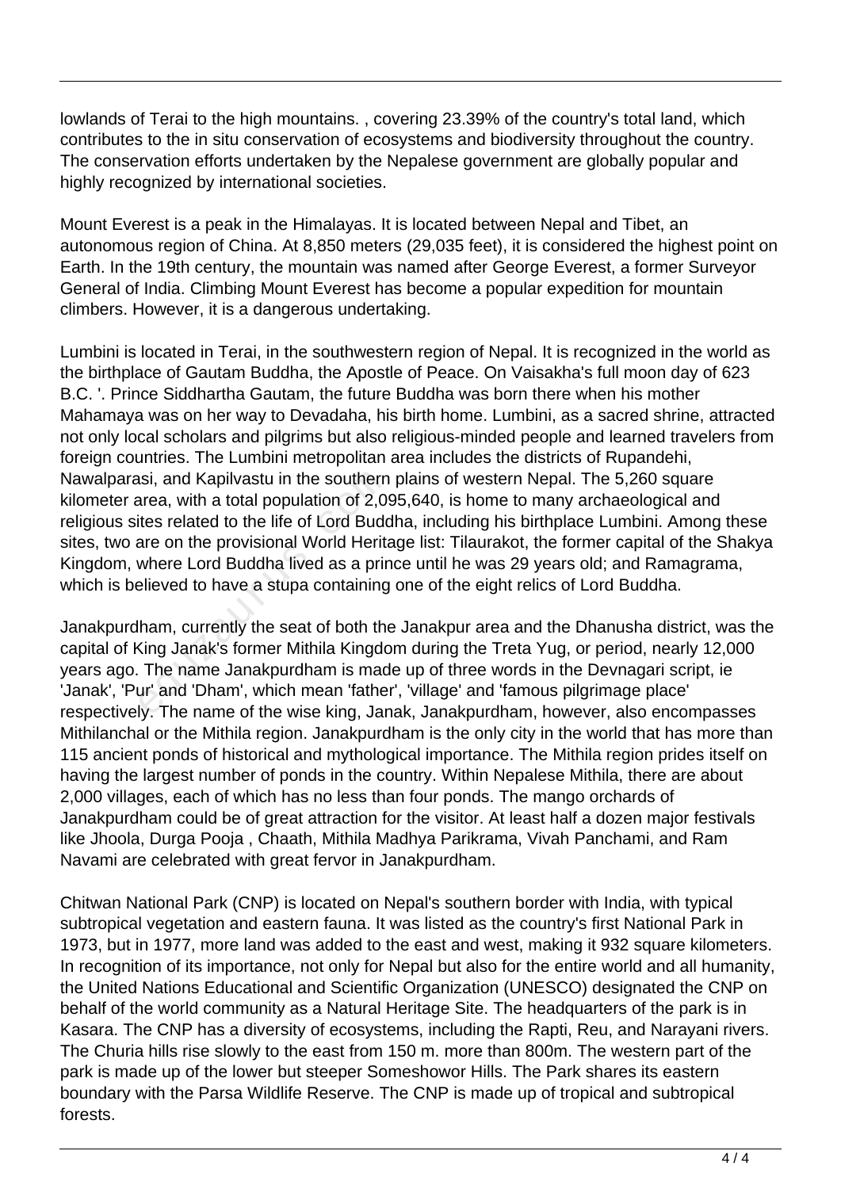lowlands of Terai to the high mountains. , covering 23.39% of the country's total land, which contributes to the in situ conservation of ecosystems and biodiversity throughout the country. The conservation efforts undertaken by the Nepalese government are globally popular and highly recognized by international societies.

Mount Everest is a peak in the Himalayas. It is located between Nepal and Tibet, an autonomous region of China. At 8,850 meters (29,035 feet), it is considered the highest point on Earth. In the 19th century, the mountain was named after George Everest, a former Surveyor General of India. Climbing Mount Everest has become a popular expedition for mountain climbers. However, it is a dangerous undertaking.

Lumbini is located in Terai, in the southwestern region of Nepal. It is recognized in the world as the birthplace of Gautam Buddha, the Apostle of Peace. On Vaisakha's full moon day of 623 B.C. '. Prince Siddhartha Gautam, the future Buddha was born there when his mother Mahamaya was on her way to Devadaha, his birth home. Lumbini, as a sacred shrine, attracted not only local scholars and pilgrims but also religious-minded people and learned travelers from foreign countries. The Lumbini metropolitan area includes the districts of Rupandehi, Nawalparasi, and Kapilvastu in the southern plains of western Nepal. The 5,260 square kilometer area, with a total population of 2,095,640, is home to many archaeological and religious sites related to the life of Lord Buddha, including his birthplace Lumbini. Among these sites, two are on the provisional World Heritage list: Tilaurakot, the former capital of the Shakya Kingdom, where Lord Buddha lived as a prince until he was 29 years old; and Ramagrama, which is believed to have a stupa containing one of the eight relics of Lord Buddha.

Janakpurdham, currently the seat of both the Janakpur area and the Dhanusha district, was the capital of King Janak's former Mithila Kingdom during the Treta Yug, or period, nearly 12,000 years ago. The name Janakpurdham is made up of three words in the Devnagari script, ie 'Janak', 'Pur' and 'Dham', which mean 'father', 'village' and 'famous pilgrimage place' respectively. The name of the wise king, Janak, Janakpurdham, however, also encompasses Mithilanchal or the Mithila region. Janakpurdham is the only city in the world that has more than 115 ancient ponds of historical and mythological importance. The Mithila region prides itself on having the largest number of ponds in the country. Within Nepalese Mithila, there are about 2,000 villages, each of which has no less than four ponds. The mango orchards of Janakpurdham could be of great attraction for the visitor. At least half a dozen major festivals like Jhoola, Durga Pooja , Chaath, Mithila Madhya Parikrama, Vivah Panchami, and Ram Navami are celebrated with great fervor in Janakpurdham.

Chitwan National Park (CNP) is located on Nepal's southern border with India, with typical subtropical vegetation and eastern fauna. It was listed as the country's first National Park in 1973, but in 1977, more land was added to the east and west, making it 932 square kilometers. In recognition of its importance, not only for Nepal but also for the entire world and all humanity, the United Nations Educational and Scientific Organization (UNESCO) designated the CNP on behalf of the world community as a Natural Heritage Site. The headquarters of the park is in Kasara. The CNP has a diversity of ecosystems, including the Rapti, Reu, and Narayani rivers. The Churia hills rise slowly to the east from 150 m. more than 800m. The western part of the park is made up of the lower but steeper Someshowor Hills. The Park shares its eastern boundary with the Parsa Wildlife Reserve. The CNP is made up of tropical and subtropical forests.